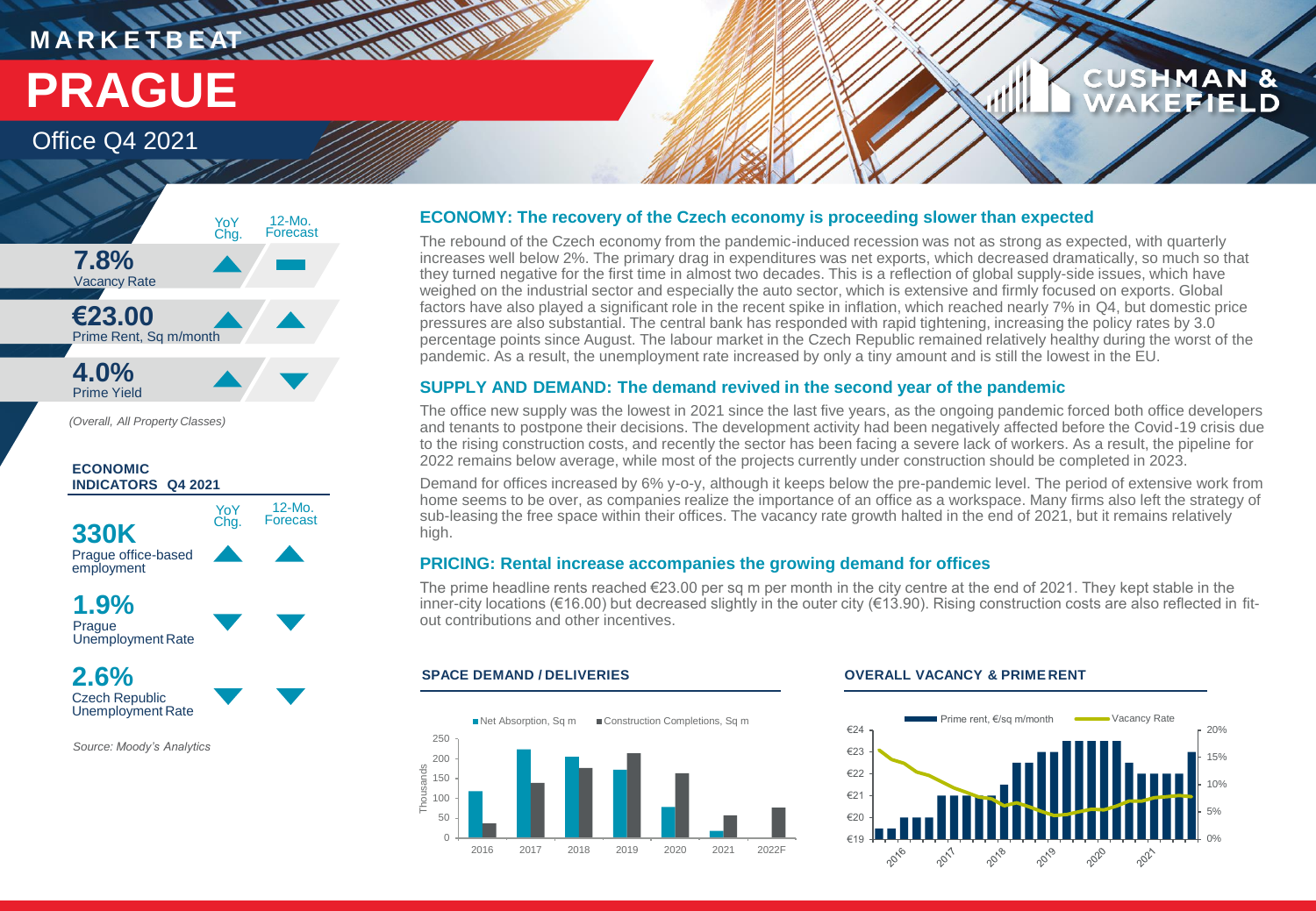MARKETBEAT

# PRAGUE

Office Q4 2021

| | YoY Chg. | 12-Mo. Forecast |
|---|---|---|
| **7.8%** Vacancy Rate | ▲ | ▬ |
| **€23.00** Prime Rent, Sq m/month | ▲ | ▲ |
| **4.0%** Prime Yield | ▲ | ▼ |

*(Overall, All Property Classes)*

**ECONOMIC INDICATORS Q4 2021**

| | YoY Chg. | 12-Mo. Forecast |
|---|---|---|
| **330K** Prague office-based employment | ▲ | ▲ |
| **1.9%** Prague Unemployment Rate | ▼ | ▼ |
| **2.6%** Czech Republic Unemployment Rate | ▼ | ▼ |

*Source: Moody's Analytics*

## ECONOMY: The recovery of the Czech economy is proceeding slower than expected

The rebound of the Czech economy from the pandemic-induced recession was not as strong as expected, with quarterly increases well below 2%. The primary drag in expenditures was net exports, which decreased dramatically, so much so that they turned negative for the first time in almost two decades. This is a reflection of global supply-side issues, which have weighed on the industrial sector and especially the auto sector, which is extensive and firmly focused on exports. Global factors have also played a significant role in the recent spike in inflation, which reached nearly 7% in Q4, but domestic price pressures are also substantial. The central bank has responded with rapid tightening, increasing the policy rates by 3.0 percentage points since August. The labour market in the Czech Republic remained relatively healthy during the worst of the pandemic. As a result, the unemployment rate increased by only a tiny amount and is still the lowest in the EU.

## SUPPLY AND DEMAND: The demand revived in the second year of the pandemic

The office new supply was the lowest in 2021 since the last five years, as the ongoing pandemic forced both office developers and tenants to postpone their decisions. The development activity had been negatively affected before the Covid-19 crisis due to the rising construction costs, and recently the sector has been facing a severe lack of workers. As a result, the pipeline for 2022 remains below average, while most of the projects currently under construction should be completed in 2023.

Demand for offices increased by 6% y-o-y, although it keeps below the pre-pandemic level. The period of extensive work from home seems to be over, as companies realize the importance of an office as a workspace. Many firms also left the strategy of sub-leasing the free space within their offices. The vacancy rate growth halted in the end of 2021, but it remains relatively high.

## PRICING: Rental increase accompanies the growing demand for offices

The prime headline rents reached €23.00 per sq m per month in the city centre at the end of 2021. They kept stable in the inner-city locations (€16.00) but decreased slightly in the outer city (€13.90). Rising construction costs are also reflected in fit-out contributions and other incentives.

### SPACE DEMAND / DELIVERIES

### OVERALL VACANCY & PRIME RENT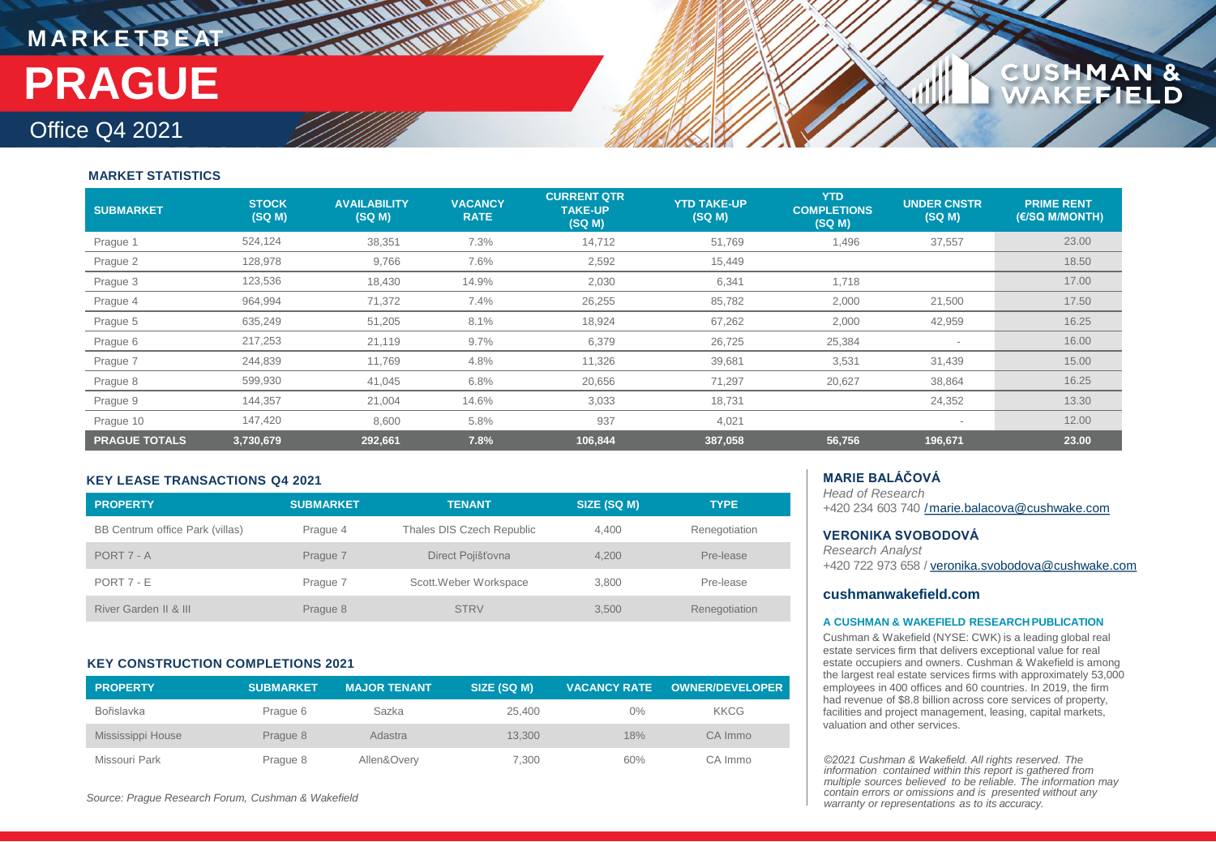# MARKETBEAT

# PRAGUE

## Office Q4 2021

CUSHMAN & WAKEFIELD

### MARKET STATISTICS

| SUBMARKET | STOCK (SQ M) | AVAILABILITY (SQ M) | VACANCY RATE | CURRENT QTR TAKE-UP (SQ M) | YTD TAKE-UP (SQ M) | YTD COMPLETIONS (SQ M) | UNDER CNSTR (SQ M) | PRIME RENT (€/SQ M/MONTH) |
|---|---|---|---|---|---|---|---|---|
| Prague 1 | 524,124 | 38,351 | 7.3% | 14,712 | 51,769 | 1,496 | 37,557 | 23.00 |
| Prague 2 | 128,978 | 9,766 | 7.6% | 2,592 | 15,449 | | | 18.50 |
| Prague 3 | 123,536 | 18,430 | 14.9% | 2,030 | 6,341 | 1,718 | | 17.00 |
| Prague 4 | 964,994 | 71,372 | 7.4% | 26,255 | 85,782 | 2,000 | 21,500 | 17.50 |
| Prague 5 | 635,249 | 51,205 | 8.1% | 18,924 | 67,262 | 2,000 | 42,959 | 16.25 |
| Prague 6 | 217,253 | 21,119 | 9.7% | 6,379 | 26,725 | 25,384 | - | 16.00 |
| Prague 7 | 244,839 | 11,769 | 4.8% | 11,326 | 39,681 | 3,531 | 31,439 | 15.00 |
| Prague 8 | 599,930 | 41,045 | 6.8% | 20,656 | 71,297 | 20,627 | 38,864 | 16.25 |
| Prague 9 | 144,357 | 21,004 | 14.6% | 3,033 | 18,731 | | 24,352 | 13.30 |
| Prague 10 | 147,420 | 8,600 | 5.8% | 937 | 4,021 | | - | 12.00 |
| **PRAGUE TOTALS** | **3,730,679** | **292,661** | **7.8%** | **106,844** | **387,058** | **56,756** | **196,671** | **23.00** |

### KEY LEASE TRANSACTIONS Q4 2021

| PROPERTY | SUBMARKET | TENANT | SIZE (SQ M) | TYPE |
|---|---|---|---|---|
| BB Centrum office Park (villas) | Prague 4 | Thales DIS Czech Republic | 4,400 | Renegotiation |
| PORT 7 - A | Prague 7 | Direct Pojišťovna | 4,200 | Pre-lease |
| PORT 7 - E | Prague 7 | Scott.Weber Workspace | 3,800 | Pre-lease |
| River Garden II & III | Prague 8 | STRV | 3,500 | Renegotiation |

### KEY CONSTRUCTION COMPLETIONS 2021

| PROPERTY | SUBMARKET | MAJOR TENANT | SIZE (SQ M) | VACANCY RATE | OWNER/DEVELOPER |
|---|---|---|---|---|---|
| Bořislavka | Prague 6 | Sazka | 25,400 | 0% | KKCG |
| Mississippi House | Prague 8 | Adastra | 13,300 | 18% | CA Immo |
| Missouri Park | Prague 8 | Allen&Overy | 7,300 | 60% | CA Immo |

Source: Prague Research Forum, Cushman & Wakefield

**MARIE BALÁČOVÁ**
*Head of Research*
+420 234 603 740 / marie.balacova@cushwake.com

**VERONIKA SVOBODOVÁ**
*Research Analyst*
+420 722 973 658 / veronika.svobodova@cushwake.com

**cushmanwakefield.com**

**A CUSHMAN & WAKEFIELD RESEARCH PUBLICATION**

Cushman & Wakefield (NYSE: CWK) is a leading global real estate services firm that delivers exceptional value for real estate occupiers and owners. Cushman & Wakefield is among the largest real estate services firms with approximately 53,000 employees in 400 offices and 60 countries. In 2019, the firm had revenue of $8.8 billion across core services of property, facilities and project management, leasing, capital markets, valuation and other services.

*©2021 Cushman & Wakefield. All rights reserved. The information contained within this report is gathered from multiple sources believed to be reliable. The information may contain errors or omissions and is presented without any warranty or representations as to its accuracy.*